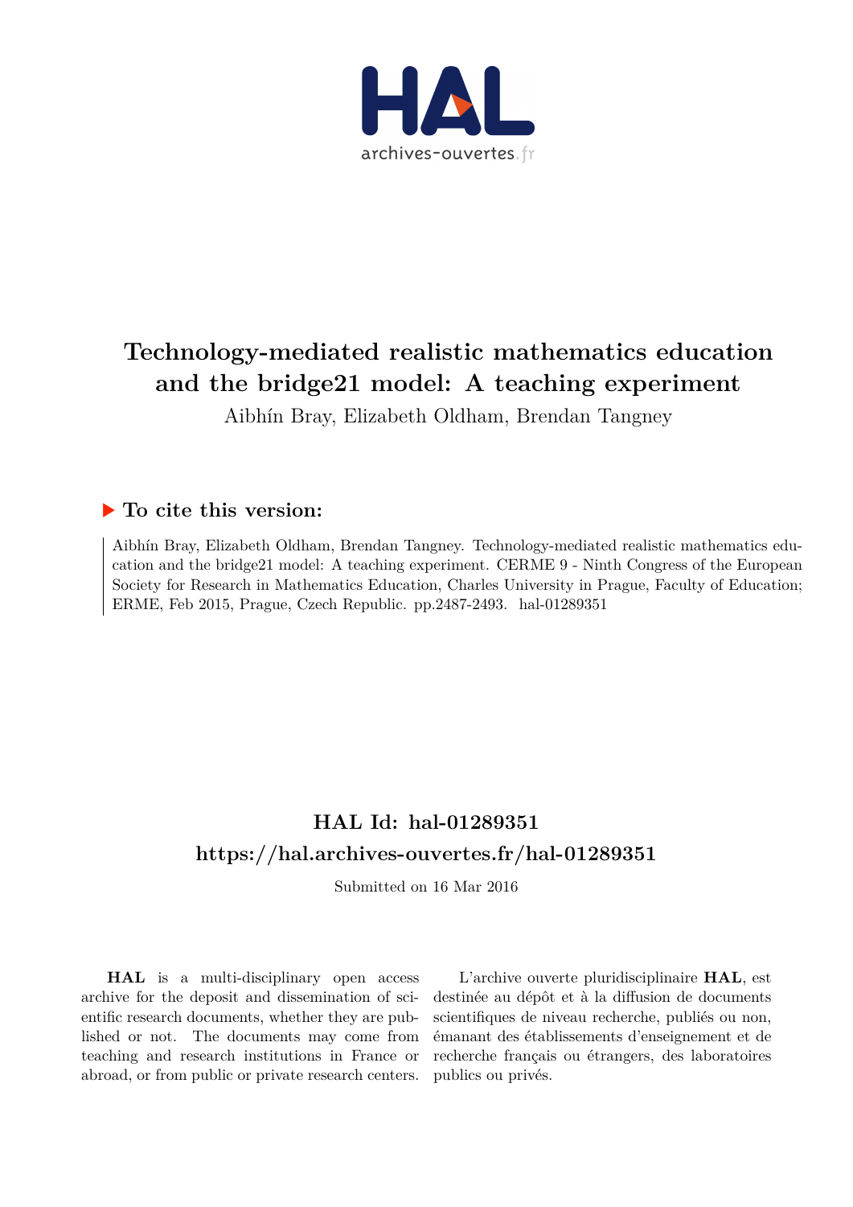# Technology-mediated realistic mathematics education and the bridge21 model: A teaching experiment

Aibhín Bray, Elizabeth Oldham, Brendan Tangney

## ▶ To cite this version:

Aibhín Bray, Elizabeth Oldham, Brendan Tangney. Technology-mediated realistic mathematics education and the bridge21 model: A teaching experiment. CERME 9 - Ninth Congress of the European Society for Research in Mathematics Education, Charles University in Prague, Faculty of Education; ERME, Feb 2015, Prague, Czech Republic. pp.2487-2493. hal-01289351

## HAL Id: hal-01289351

## https://hal.archives-ouvertes.fr/hal-01289351

Submitted on 16 Mar 2016

**HAL** is a multi-disciplinary open access archive for the deposit and dissemination of scientific research documents, whether they are published or not. The documents may come from teaching and research institutions in France or abroad, or from public or private research centers.

L'archive ouverte pluridisciplinaire **HAL**, est destinée au dépôt et à la diffusion de documents scientifiques de niveau recherche, publiés ou non, émanant des établissements d'enseignement et de recherche français ou étrangers, des laboratoires publics ou privés.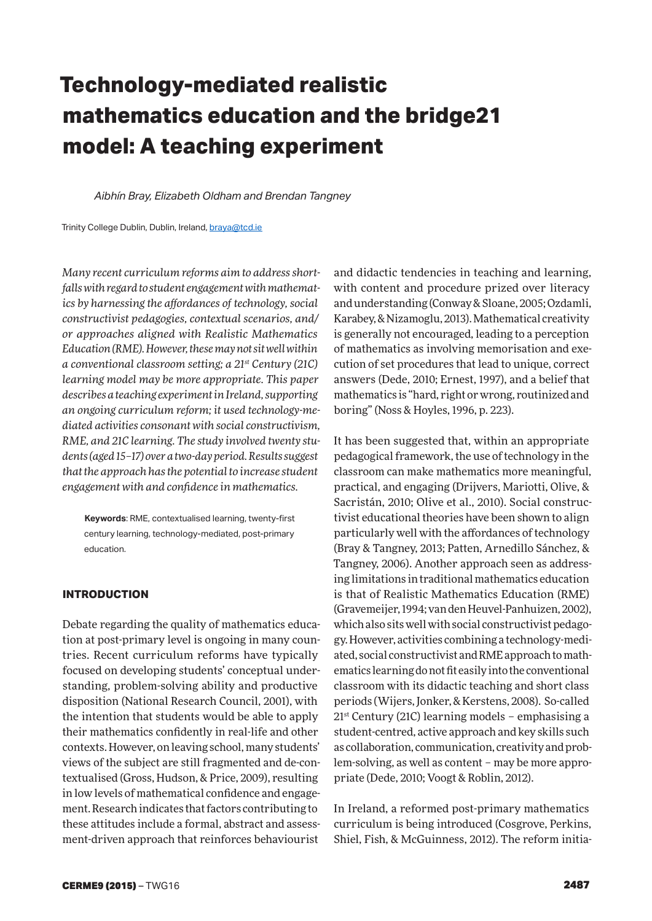# Technology-mediated realistic mathematics education and the bridge21 model: A teaching experiment

*Aibhín Bray, Elizabeth Oldham and Brendan Tangney*

Trinity College Dublin, Dublin, Ireland, braya@tcd.ie

*Many recent curriculum reforms aim to address shortfalls with regard to student engagement with mathematics by harnessing the affordances of technology, social constructivist pedagogies, contextual scenarios, and/or approaches aligned with Realistic Mathematics Education (RME). However, these may not sit well within a conventional classroom setting; a 21st Century (21C) learning model may be more appropriate. This paper describes a teaching experiment in Ireland, supporting an ongoing curriculum reform; it used technology-mediated activities consonant with social constructivism, RME, and 21C learning. The study involved twenty students (aged 15–17) over a two-day period. Results suggest that the approach has the potential to increase student engagement with and confidence in mathematics.*

**Keywords**: RME, contextualised learning, twenty-first century learning, technology-mediated, post-primary education.

## INTRODUCTION

Debate regarding the quality of mathematics education at post-primary level is ongoing in many countries. Recent curriculum reforms have typically focused on developing students' conceptual understanding, problem-solving ability and productive disposition (National Research Council, 2001), with the intention that students would be able to apply their mathematics confidently in real-life and other contexts. However, on leaving school, many students' views of the subject are still fragmented and de-contextualised (Gross, Hudson, & Price, 2009), resulting in low levels of mathematical confidence and engagement. Research indicates that factors contributing to these attitudes include a formal, abstract and assessment-driven approach that reinforces behaviourist and didactic tendencies in teaching and learning, with content and procedure prized over literacy and understanding (Conway & Sloane, 2005; Ozdamli, Karabey, & Nizamoglu, 2013). Mathematical creativity is generally not encouraged, leading to a perception of mathematics as involving memorisation and execution of set procedures that lead to unique, correct answers (Dede, 2010; Ernest, 1997), and a belief that mathematics is "hard, right or wrong, routinized and boring" (Noss & Hoyles, 1996, p. 223).

It has been suggested that, within an appropriate pedagogical framework, the use of technology in the classroom can make mathematics more meaningful, practical, and engaging (Drijvers, Mariotti, Olive, & Sacristán, 2010; Olive et al., 2010). Social constructivist educational theories have been shown to align particularly well with the affordances of technology (Bray & Tangney, 2013; Patten, Arnedillo Sánchez, & Tangney, 2006). Another approach seen as addressing limitations in traditional mathematics education is that of Realistic Mathematics Education (RME) (Gravemeijer, 1994; van den Heuvel-Panhuizen, 2002), which also sits well with social constructivist pedagogy. However, activities combining a technology-mediated, social constructivist and RME approach to mathematics learning do not fit easily into the conventional classroom with its didactic teaching and short class periods (Wijers, Jonker, & Kerstens, 2008). So-called 21st Century (21C) learning models – emphasising a student-centred, active approach and key skills such as collaboration, communication, creativity and problem-solving, as well as content – may be more appropriate (Dede, 2010; Voogt & Roblin, 2012).

In Ireland, a reformed post-primary mathematics curriculum is being introduced (Cosgrove, Perkins, Shiel, Fish, & McGuinness, 2012). The reform initia-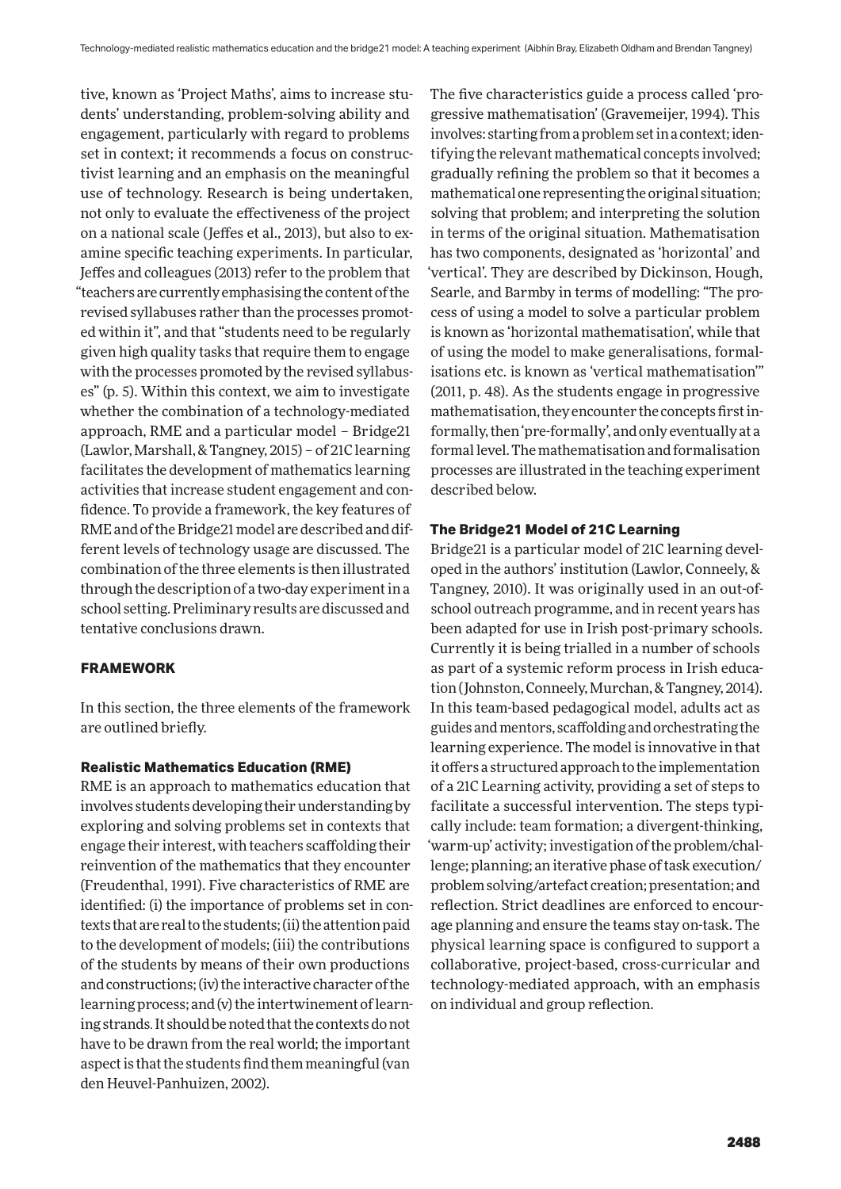tive, known as 'Project Maths', aims to increase students' understanding, problem-solving ability and engagement, particularly with regard to problems set in context; it recommends a focus on constructivist learning and an emphasis on the meaningful use of technology. Research is being undertaken, not only to evaluate the effectiveness of the project on a national scale (Jeffes et al., 2013), but also to examine specific teaching experiments. In particular, Jeffes and colleagues (2013) refer to the problem that "teachers are currently emphasising the content of the revised syllabuses rather than the processes promoted within it", and that "students need to be regularly given high quality tasks that require them to engage with the processes promoted by the revised syllabuses" (p. 5). Within this context, we aim to investigate whether the combination of a technology-mediated approach, RME and a particular model – Bridge21 (Lawlor, Marshall, & Tangney, 2015) – of 21C learning facilitates the development of mathematics learning activities that increase student engagement and confidence. To provide a framework, the key features of RME and of the Bridge21 model are described and different levels of technology usage are discussed. The combination of the three elements is then illustrated through the description of a two-day experiment in a school setting. Preliminary results are discussed and tentative conclusions drawn.

## FRAMEWORK

In this section, the three elements of the framework are outlined briefly.

### Realistic Mathematics Education (RME)

RME is an approach to mathematics education that involves students developing their understanding by exploring and solving problems set in contexts that engage their interest, with teachers scaffolding their reinvention of the mathematics that they encounter (Freudenthal, 1991). Five characteristics of RME are identified: (i) the importance of problems set in contexts that are real to the students; (ii) the attention paid to the development of models; (iii) the contributions of the students by means of their own productions and constructions; (iv) the interactive character of the learning process; and (v) the intertwinement of learning strands. It should be noted that the contexts do not have to be drawn from the real world; the important aspect is that the students find them meaningful (van den Heuvel-Panhuizen, 2002).

The five characteristics guide a process called 'progressive mathematisation' (Gravemeijer, 1994). This involves: starting from a problem set in a context; identifying the relevant mathematical concepts involved; gradually refining the problem so that it becomes a mathematical one representing the original situation; solving that problem; and interpreting the solution in terms of the original situation. Mathematisation has two components, designated as 'horizontal' and 'vertical'. They are described by Dickinson, Hough, Searle, and Barmby in terms of modelling: "The process of using a model to solve a particular problem is known as 'horizontal mathematisation', while that of using the model to make generalisations, formalisations etc. is known as 'vertical mathematisation'" (2011, p. 48). As the students engage in progressive mathematisation, they encounter the concepts first informally, then 'pre-formally', and only eventually at a formal level. The mathematisation and formalisation processes are illustrated in the teaching experiment described below.

### The Bridge21 Model of 21C Learning

Bridge21 is a particular model of 21C learning developed in the authors' institution (Lawlor, Conneely, & Tangney, 2010). It was originally used in an out-of-school outreach programme, and in recent years has been adapted for use in Irish post-primary schools. Currently it is being trialled in a number of schools as part of a systemic reform process in Irish education (Johnston, Conneely, Murchan, & Tangney, 2014). In this team-based pedagogical model, adults act as guides and mentors, scaffolding and orchestrating the learning experience. The model is innovative in that it offers a structured approach to the implementation of a 21C Learning activity, providing a set of steps to facilitate a successful intervention. The steps typically include: team formation; a divergent-thinking, 'warm-up' activity; investigation of the problem/challenge; planning; an iterative phase of task execution/problem solving/artefact creation; presentation; and reflection. Strict deadlines are enforced to encourage planning and ensure the teams stay on-task. The physical learning space is configured to support a collaborative, project-based, cross-curricular and technology-mediated approach, with an emphasis on individual and group reflection.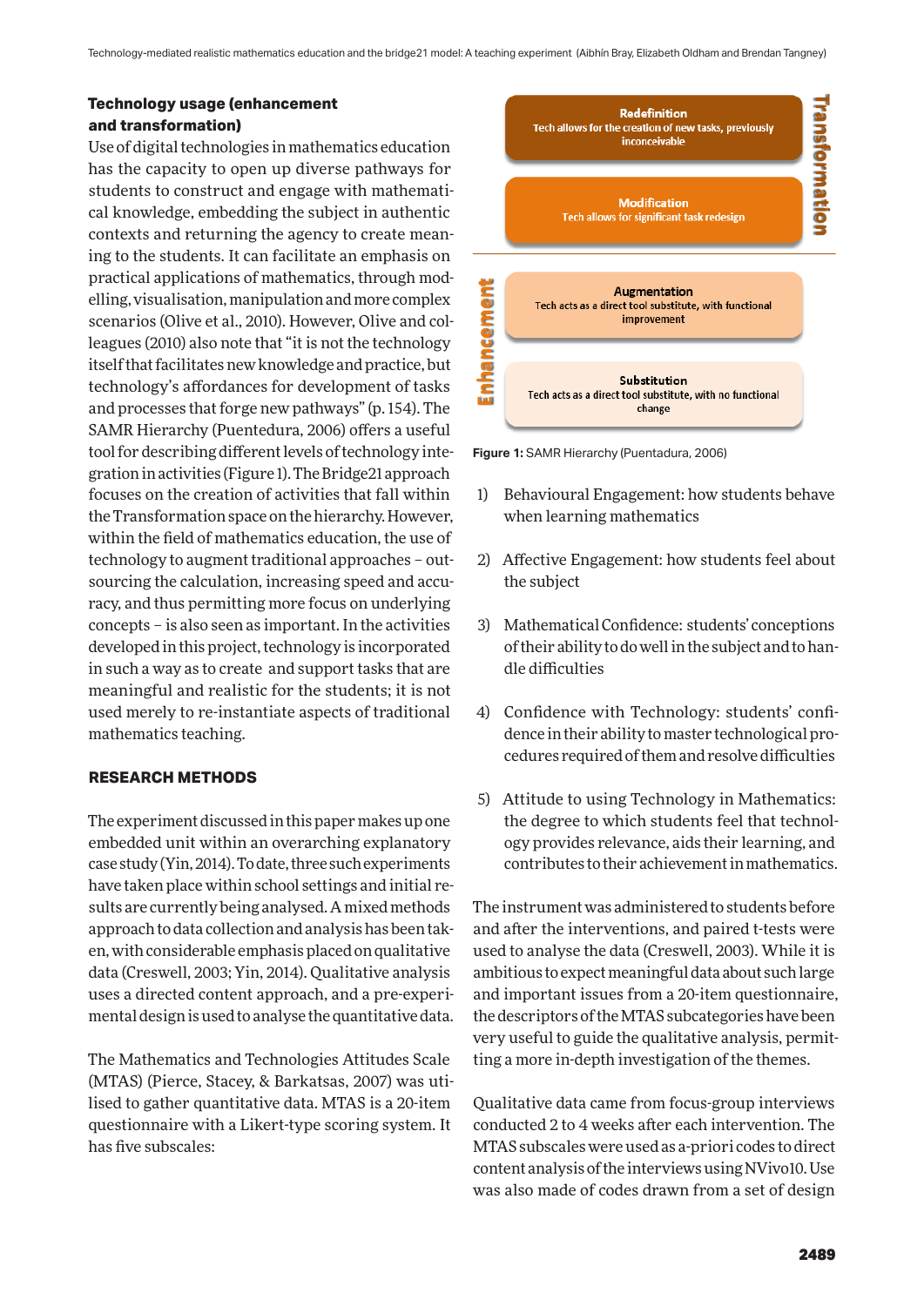### Technology usage (enhancement and transformation)

Use of digital technologies in mathematics education has the capacity to open up diverse pathways for students to construct and engage with mathematical knowledge, embedding the subject in authentic contexts and returning the agency to create meaning to the students. It can facilitate an emphasis on practical applications of mathematics, through modelling, visualisation, manipulation and more complex scenarios (Olive et al., 2010). However, Olive and colleagues (2010) also note that "it is not the technology itself that facilitates new knowledge and practice, but technology's affordances for development of tasks and processes that forge new pathways" (p. 154). The SAMR Hierarchy (Puentedura, 2006) offers a useful tool for describing different levels of technology integration in activities (Figure 1). The Bridge21 approach focuses on the creation of activities that fall within the Transformation space on the hierarchy. However, within the field of mathematics education, the use of technology to augment traditional approaches – outsourcing the calculation, increasing speed and accuracy, and thus permitting more focus on underlying concepts – is also seen as important. In the activities developed in this project, technology is incorporated in such a way as to create and support tasks that are meaningful and realistic for the students; it is not used merely to re-instantiate aspects of traditional mathematics teaching.

Transformation

Redefinition
Tech allows for the creation of new tasks, previously inconceivable

Modification
Tech allows for significant task redesign

Enhancement

Augmentation
Tech acts as a direct tool substitute, with functional improvement

Substitution
Tech acts as a direct tool substitute, with no functional change

**Figure 1:** SAMR Hierarchy (Puentadura, 2006)

## RESEARCH METHODS

The experiment discussed in this paper makes up one embedded unit within an overarching explanatory case study (Yin, 2014). To date, three such experiments have taken place within school settings and initial results are currently being analysed. A mixed methods approach to data collection and analysis has been taken, with considerable emphasis placed on qualitative data (Creswell, 2003; Yin, 2014). Qualitative analysis uses a directed content approach, and a pre-experimental design is used to analyse the quantitative data.

The Mathematics and Technologies Attitudes Scale (MTAS) (Pierce, Stacey, & Barkatsas, 2007) was utilised to gather quantitative data. MTAS is a 20-item questionnaire with a Likert-type scoring system. It has five subscales:

1) Behavioural Engagement: how students behave when learning mathematics

2) Affective Engagement: how students feel about the subject

3) Mathematical Confidence: students' conceptions of their ability to do well in the subject and to handle difficulties

4) Confidence with Technology: students' confidence in their ability to master technological procedures required of them and resolve difficulties

5) Attitude to using Technology in Mathematics: the degree to which students feel that technology provides relevance, aids their learning, and contributes to their achievement in mathematics.

The instrument was administered to students before and after the interventions, and paired t-tests were used to analyse the data (Creswell, 2003). While it is ambitious to expect meaningful data about such large and important issues from a 20-item questionnaire, the descriptors of the MTAS subcategories have been very useful to guide the qualitative analysis, permitting a more in-depth investigation of the themes.

Qualitative data came from focus-group interviews conducted 2 to 4 weeks after each intervention. The MTAS subscales were used as a-priori codes to direct content analysis of the interviews using NVivo10. Use was also made of codes drawn from a set of design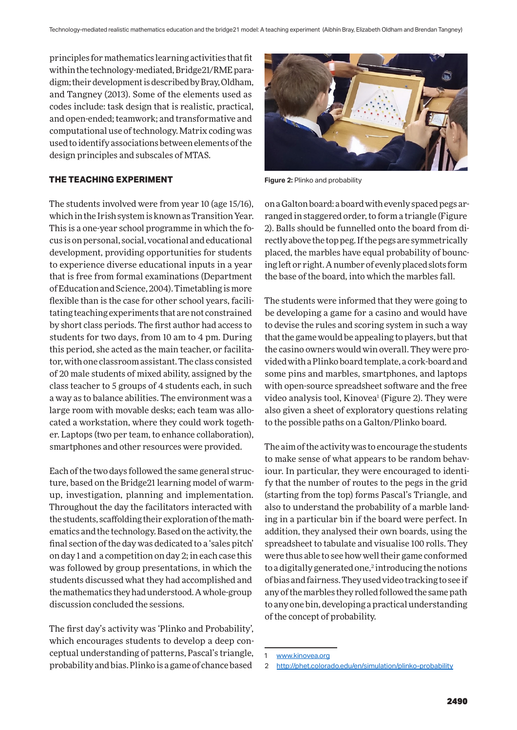principles for mathematics learning activities that fit within the technology-mediated, Bridge21/RME paradigm; their development is described by Bray, Oldham, and Tangney (2013). Some of the elements used as codes include: task design that is realistic, practical, and open-ended; teamwork; and transformative and computational use of technology. Matrix coding was used to identify associations between elements of the design principles and subscales of MTAS.

## THE TEACHING EXPERIMENT

The students involved were from year 10 (age 15/16), which in the Irish system is known as Transition Year. This is a one-year school programme in which the focus is on personal, social, vocational and educational development, providing opportunities for students to experience diverse educational inputs in a year that is free from formal examinations (Department of Education and Science, 2004). Timetabling is more flexible than is the case for other school years, facilitating teaching experiments that are not constrained by short class periods. The first author had access to students for two days, from 10 am to 4 pm. During this period, she acted as the main teacher, or facilitator, with one classroom assistant. The class consisted of 20 male students of mixed ability, assigned by the class teacher to 5 groups of 4 students each, in such a way as to balance abilities. The environment was a large room with movable desks; each team was allocated a workstation, where they could work together. Laptops (two per team, to enhance collaboration), smartphones and other resources were provided.

Each of the two days followed the same general structure, based on the Bridge21 learning model of warm-up, investigation, planning and implementation. Throughout the day the facilitators interacted with the students, scaffolding their exploration of the mathematics and the technology. Based on the activity, the final section of the day was dedicated to a 'sales pitch' on day 1 and a competition on day 2; in each case this was followed by group presentations, in which the students discussed what they had accomplished and the mathematics they had understood. A whole-group discussion concluded the sessions.

The first day's activity was 'Plinko and Probability', which encourages students to develop a deep conceptual understanding of patterns, Pascal's triangle, probability and bias. Plinko is a game of chance based on a Galton board: a board with evenly spaced pegs arranged in staggered order, to form a triangle (Figure 2). Balls should be funnelled onto the board from directly above the top peg. If the pegs are symmetrically placed, the marbles have equal probability of bouncing left or right. A number of evenly placed slots form the base of the board, into which the marbles fall.

**Figure 2:** Plinko and probability

The students were informed that they were going to be developing a game for a casino and would have to devise the rules and scoring system in such a way that the game would be appealing to players, but that the casino owners would win overall. They were provided with a Plinko board template, a cork-board and some pins and marbles, smartphones, and laptops with open-source spreadsheet software and the free video analysis tool, Kinovea[1] (Figure 2). They were also given a sheet of exploratory questions relating to the possible paths on a Galton/Plinko board.

The aim of the activity was to encourage the students to make sense of what appears to be random behaviour. In particular, they were encouraged to identify that the number of routes to the pegs in the grid (starting from the top) forms Pascal's Triangle, and also to understand the probability of a marble landing in a particular bin if the board were perfect. In addition, they analysed their own boards, using the spreadsheet to tabulate and visualise 100 rolls. They were thus able to see how well their game conformed to a digitally generated one,[2] introducing the notions of bias and fairness. They used video tracking to see if any of the marbles they rolled followed the same path to any one bin, developing a practical understanding of the concept of probability.

1 www.kinovea.org

2 http://phet.colorado.edu/en/simulation/plinko-probability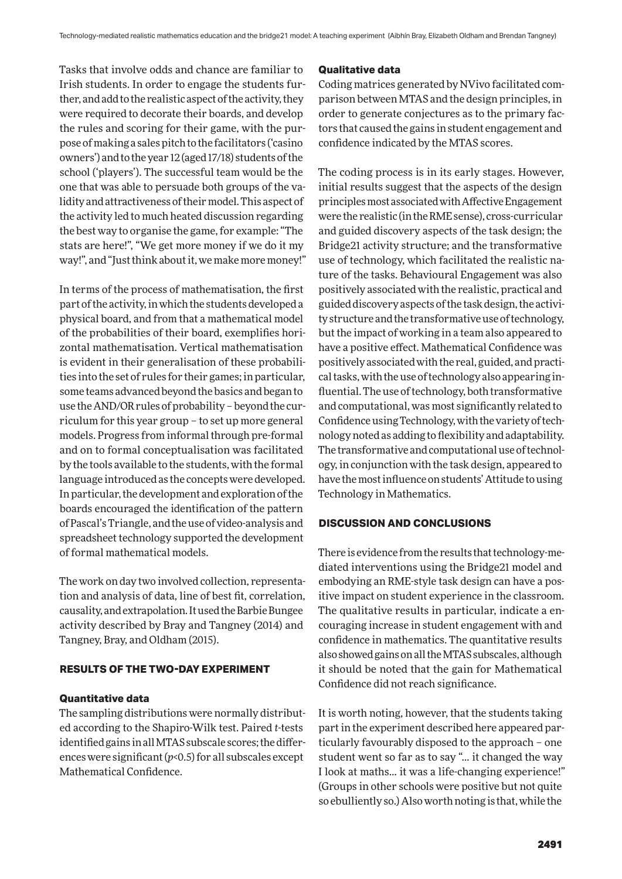Tasks that involve odds and chance are familiar to Irish students. In order to engage the students further, and add to the realistic aspect of the activity, they were required to decorate their boards, and develop the rules and scoring for their game, with the purpose of making a sales pitch to the facilitators ('casino owners') and to the year 12 (aged 17/18) students of the school ('players'). The successful team would be the one that was able to persuade both groups of the validity and attractiveness of their model. This aspect of the activity led to much heated discussion regarding the best way to organise the game, for example: "The stats are here!", "We get more money if we do it my way!", and "Just think about it, we make more money!"

In terms of the process of mathematisation, the first part of the activity, in which the students developed a physical board, and from that a mathematical model of the probabilities of their board, exemplifies horizontal mathematisation. Vertical mathematisation is evident in their generalisation of these probabilities into the set of rules for their games; in particular, some teams advanced beyond the basics and began to use the AND/OR rules of probability – beyond the curriculum for this year group – to set up more general models. Progress from informal through pre-formal and on to formal conceptualisation was facilitated by the tools available to the students, with the formal language introduced as the concepts were developed. In particular, the development and exploration of the boards encouraged the identification of the pattern of Pascal's Triangle, and the use of video-analysis and spreadsheet technology supported the development of formal mathematical models.

The work on day two involved collection, representation and analysis of data, line of best fit, correlation, causality, and extrapolation. It used the Barbie Bungee activity described by Bray and Tangney (2014) and Tangney, Bray, and Oldham (2015).

## RESULTS OF THE TWO-DAY EXPERIMENT

### Quantitative data

The sampling distributions were normally distributed according to the Shapiro-Wilk test. Paired *t*-tests identified gains in all MTAS subscale scores; the differences were significant ($p<0.5$) for all subscales except Mathematical Confidence.

### Qualitative data

Coding matrices generated by NVivo facilitated comparison between MTAS and the design principles, in order to generate conjectures as to the primary factors that caused the gains in student engagement and confidence indicated by the MTAS scores.

The coding process is in its early stages. However, initial results suggest that the aspects of the design principles most associated with Affective Engagement were the realistic (in the RME sense), cross-curricular and guided discovery aspects of the task design; the Bridge21 activity structure; and the transformative use of technology, which facilitated the realistic nature of the tasks. Behavioural Engagement was also positively associated with the realistic, practical and guided discovery aspects of the task design, the activity structure and the transformative use of technology, but the impact of working in a team also appeared to have a positive effect. Mathematical Confidence was positively associated with the real, guided, and practical tasks, with the use of technology also appearing influential. The use of technology, both transformative and computational, was most significantly related to Confidence using Technology, with the variety of technology noted as adding to flexibility and adaptability. The transformative and computational use of technology, in conjunction with the task design, appeared to have the most influence on students' Attitude to using Technology in Mathematics.

## DISCUSSION AND CONCLUSIONS

There is evidence from the results that technology-mediated interventions using the Bridge21 model and embodying an RME-style task design can have a positive impact on student experience in the classroom. The qualitative results in particular, indicate a encouraging increase in student engagement with and confidence in mathematics. The quantitative results also showed gains on all the MTAS subscales, although it should be noted that the gain for Mathematical Confidence did not reach significance.

It is worth noting, however, that the students taking part in the experiment described here appeared particularly favourably disposed to the approach – one student went so far as to say "... it changed the way I look at maths... it was a life-changing experience!" (Groups in other schools were positive but not quite so ebulliently so.) Also worth noting is that, while the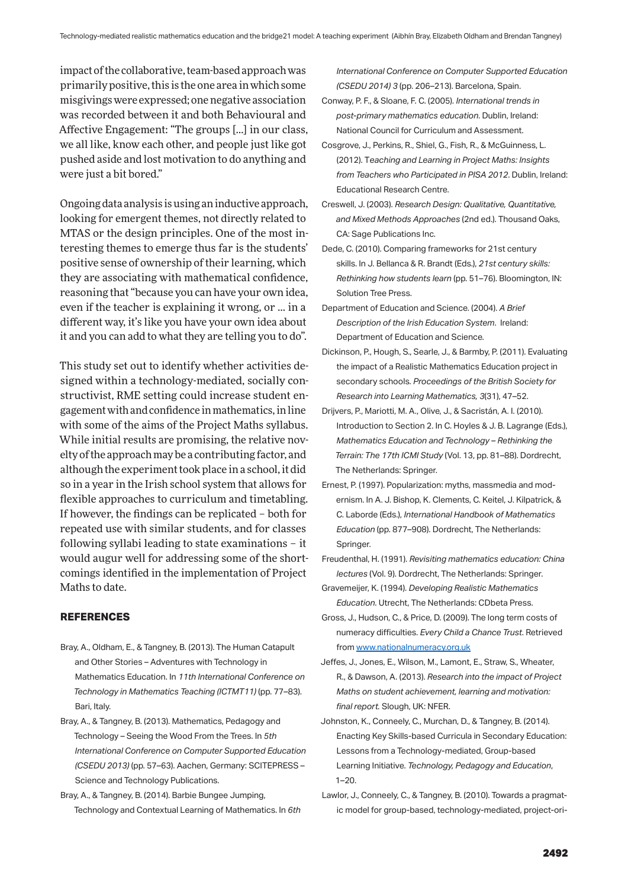impact of the collaborative, team-based approach was primarily positive, this is the one area in which some misgivings were expressed; one negative association was recorded between it and both Behavioural and Affective Engagement: "The groups […] in our class, we all like, know each other, and people just like got pushed aside and lost motivation to do anything and were just a bit bored."

Ongoing data analysis is using an inductive approach, looking for emergent themes, not directly related to MTAS or the design principles. One of the most interesting themes to emerge thus far is the students' positive sense of ownership of their learning, which they are associating with mathematical confidence, reasoning that "because you can have your own idea, even if the teacher is explaining it wrong, or … in a different way, it's like you have your own idea about it and you can add to what they are telling you to do".

This study set out to identify whether activities designed within a technology-mediated, socially constructivist, RME setting could increase student engagement with and confidence in mathematics, in line with some of the aims of the Project Maths syllabus. While initial results are promising, the relative novelty of the approach may be a contributing factor, and although the experiment took place in a school, it did so in a year in the Irish school system that allows for flexible approaches to curriculum and timetabling. If however, the findings can be replicated – both for repeated use with similar students, and for classes following syllabi leading to state examinations – it would augur well for addressing some of the shortcomings identified in the implementation of Project Maths to date.

## REFERENCES

Bray, A., Oldham, E., & Tangney, B. (2013). The Human Catapult and Other Stories – Adventures with Technology in Mathematics Education. In *11th International Conference on Technology in Mathematics Teaching (ICTMT11)* (pp. 77–83). Bari, Italy.

Bray, A., & Tangney, B. (2013). Mathematics, Pedagogy and Technology – Seeing the Wood From the Trees. In *5th International Conference on Computer Supported Education (CSEDU 2013)* (pp. 57–63). Aachen, Germany: SCITEPRESS – Science and Technology Publications.

Bray, A., & Tangney, B. (2014). Barbie Bungee Jumping, Technology and Contextual Learning of Mathematics. In *6th International Conference on Computer Supported Education (CSEDU 2014) 3* (pp. 206–213). Barcelona, Spain.

Conway, P. F., & Sloane, F. C. (2005). *International trends in post-primary mathematics education*. Dublin, Ireland: National Council for Curriculum and Assessment.

Cosgrove, J., Perkins, R., Shiel, G., Fish, R., & McGuinness, L. (2012). *Teaching and Learning in Project Maths: Insights from Teachers who Participated in PISA 2012*. Dublin, Ireland: Educational Research Centre.

Creswell, J. (2003). *Research Design: Qualitative, Quantitative, and Mixed Methods Approaches* (2nd ed.). Thousand Oaks, CA: Sage Publications Inc.

Dede, C. (2010). Comparing frameworks for 21st century skills. In J. Bellanca & R. Brandt (Eds.), *21st century skills: Rethinking how students learn* (pp. 51–76). Bloomington, IN: Solution Tree Press.

Department of Education and Science. (2004). *A Brief Description of the Irish Education System*. Ireland: Department of Education and Science.

Dickinson, P., Hough, S., Searle, J., & Barmby, P. (2011). Evaluating the impact of a Realistic Mathematics Education project in secondary schools. *Proceedings of the British Society for Research into Learning Mathematics, 3*(31), 47–52.

Drijvers, P., Mariotti, M. A., Olive, J., & Sacristán, A. I. (2010). Introduction to Section 2. In C. Hoyles & J. B. Lagrange (Eds.), *Mathematics Education and Technology – Rethinking the Terrain: The 17th ICMI Study* (Vol. 13, pp. 81–88). Dordrecht, The Netherlands: Springer.

Ernest, P. (1997). Popularization: myths, massmedia and modernism. In A. J. Bishop, K. Clements, C. Keitel, J. Kilpatrick, & C. Laborde (Eds.), *International Handbook of Mathematics Education* (pp. 877–908). Dordrecht, The Netherlands: Springer.

Freudenthal, H. (1991). *Revisiting mathematics education: China lectures* (Vol. 9). Dordrecht, The Netherlands: Springer.

Gravemeijer, K. (1994). *Developing Realistic Mathematics Education*. Utrecht, The Netherlands: CDbeta Press.

Gross, J., Hudson, C., & Price, D. (2009). The long term costs of numeracy difficulties. *Every Child a Chance Trust*. Retrieved from www.nationalnumeracy.org.uk

Jeffes, J., Jones, E., Wilson, M., Lamont, E., Straw, S., Wheater, R., & Dawson, A. (2013). *Research into the impact of Project Maths on student achievement, learning and motivation: final report.* Slough, UK: NFER.

Johnston, K., Conneely, C., Murchan, D., & Tangney, B. (2014). Enacting Key Skills-based Curricula in Secondary Education: Lessons from a Technology-mediated, Group-based Learning Initiative. *Technology, Pedagogy and Education*, 1–20.

Lawlor, J., Conneely, C., & Tangney, B. (2010). Towards a pragmatic model for group-based, technology-mediated, project-ori-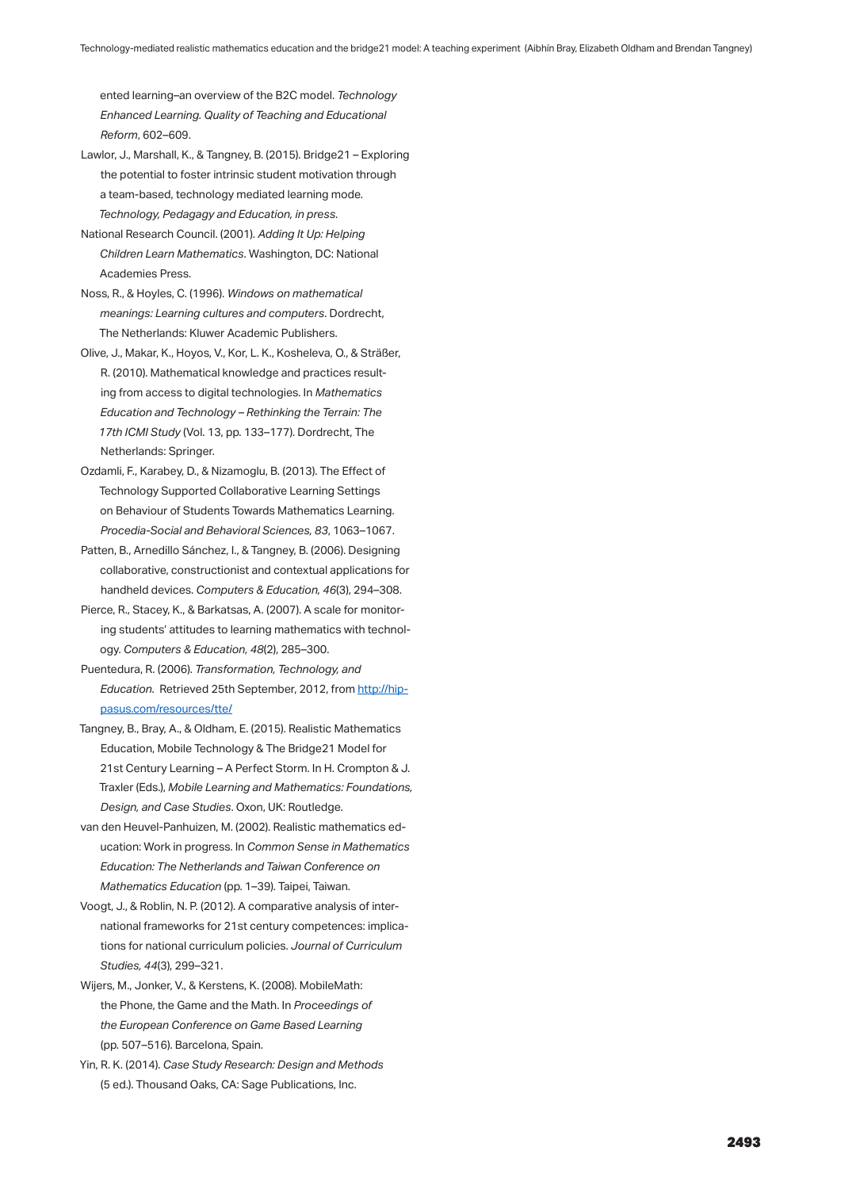ented learning–an overview of the B2C model. *Technology Enhanced Learning. Quality of Teaching and Educational Reform*, 602–609.

Lawlor, J., Marshall, K., & Tangney, B. (2015). Bridge21 – Exploring the potential to foster intrinsic student motivation through a team-based, technology mediated learning mode. *Technology, Pedagagy and Education, in press*.

National Research Council. (2001). *Adding It Up: Helping Children Learn Mathematics*. Washington, DC: National Academies Press.

Noss, R., & Hoyles, C. (1996). *Windows on mathematical meanings: Learning cultures and computers*. Dordrecht, The Netherlands: Kluwer Academic Publishers.

Olive, J., Makar, K., Hoyos, V., Kor, L. K., Kosheleva, O., & Sträßer, R. (2010). Mathematical knowledge and practices resulting from access to digital technologies. In *Mathematics Education and Technology – Rethinking the Terrain: The 17th ICMI Study* (Vol. 13, pp. 133–177). Dordrecht, The Netherlands: Springer.

Ozdamli, F., Karabey, D., & Nizamoglu, B. (2013). The Effect of Technology Supported Collaborative Learning Settings on Behaviour of Students Towards Mathematics Learning. *Procedia-Social and Behavioral Sciences, 83*, 1063–1067.

Patten, B., Arnedillo Sánchez, I., & Tangney, B. (2006). Designing collaborative, constructionist and contextual applications for handheld devices. *Computers & Education, 46*(3), 294–308.

Pierce, R., Stacey, K., & Barkatsas, A. (2007). A scale for monitoring students' attitudes to learning mathematics with technology. *Computers & Education, 48*(2), 285–300.

Puentedura, R. (2006). *Transformation, Technology, and Education*. Retrieved 25th September, 2012, from http://hippasus.com/resources/tte/

Tangney, B., Bray, A., & Oldham, E. (2015). Realistic Mathematics Education, Mobile Technology & The Bridge21 Model for 21st Century Learning – A Perfect Storm. In H. Crompton & J. Traxler (Eds.), *Mobile Learning and Mathematics: Foundations, Design, and Case Studies*. Oxon, UK: Routledge.

van den Heuvel-Panhuizen, M. (2002). Realistic mathematics education: Work in progress. In *Common Sense in Mathematics Education: The Netherlands and Taiwan Conference on Mathematics Education* (pp. 1–39). Taipei, Taiwan.

Voogt, J., & Roblin, N. P. (2012). A comparative analysis of international frameworks for 21st century competences: implications for national curriculum policies. *Journal of Curriculum Studies, 44*(3), 299–321.

Wijers, M., Jonker, V., & Kerstens, K. (2008). MobileMath: the Phone, the Game and the Math. In *Proceedings of the European Conference on Game Based Learning* (pp. 507–516). Barcelona, Spain.

Yin, R. K. (2014). *Case Study Research: Design and Methods* (5 ed.). Thousand Oaks, CA: Sage Publications, Inc.